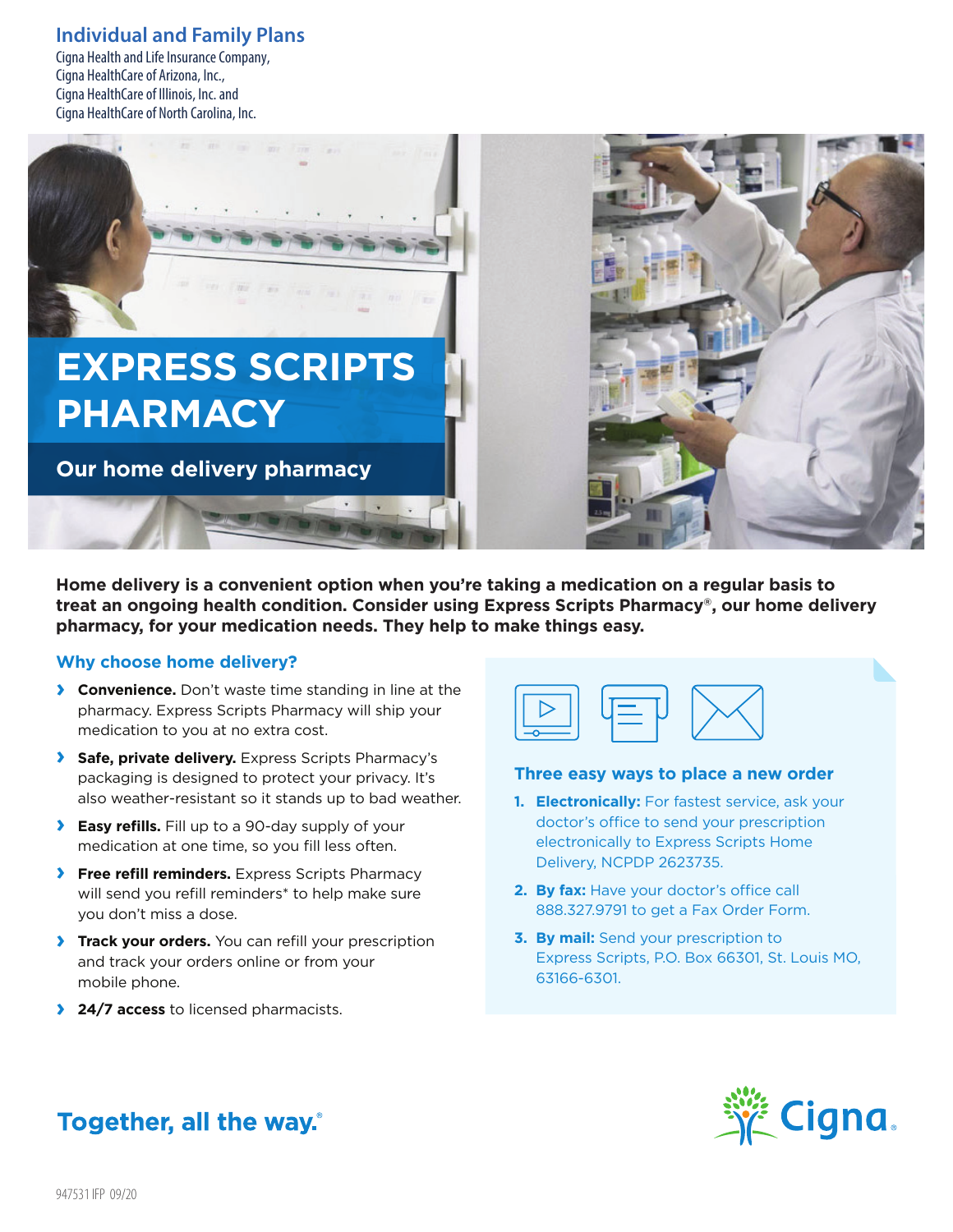## Individual and Family Plans

Cigna Health and Life Insurance Company,
Cigna HealthCare of Arizona, Inc.,
Cigna HealthCare of Illinois, Inc. and
Cigna HealthCare of North Carolina, Inc.

# EXPRESS SCRIPTS PHARMACY

### Our home delivery pharmacy

**Home delivery is a convenient option when you're taking a medication on a regular basis to treat an ongoing health condition. Consider using Express Scripts Pharmacy®, our home delivery pharmacy, for your medication needs. They help to make things easy.**

## Why choose home delivery?

- **Convenience.** Don't waste time standing in line at the pharmacy. Express Scripts Pharmacy will ship your medication to you at no extra cost.
- **Safe, private delivery.** Express Scripts Pharmacy's packaging is designed to protect your privacy. It's also weather-resistant so it stands up to bad weather.
- **Easy refills.** Fill up to a 90-day supply of your medication at one time, so you fill less often.
- **Free refill reminders.** Express Scripts Pharmacy will send you refill reminders* to help make sure you don't miss a dose.
- **Track your orders.** You can refill your prescription and track your orders online or from your mobile phone.
- **24/7 access** to licensed pharmacists.

## Three easy ways to place a new order

1. **Electronically:** For fastest service, ask your doctor's office to send your prescription electronically to Express Scripts Home Delivery, NCPDP 2623735.
2. **By fax:** Have your doctor's office call 888.327.9791 to get a Fax Order Form.
3. **By mail:** Send your prescription to Express Scripts, P.O. Box 66301, St. Louis MO, 63166-6301.

**Together, all the way.®**

Cigna.

947531 IFP 09/20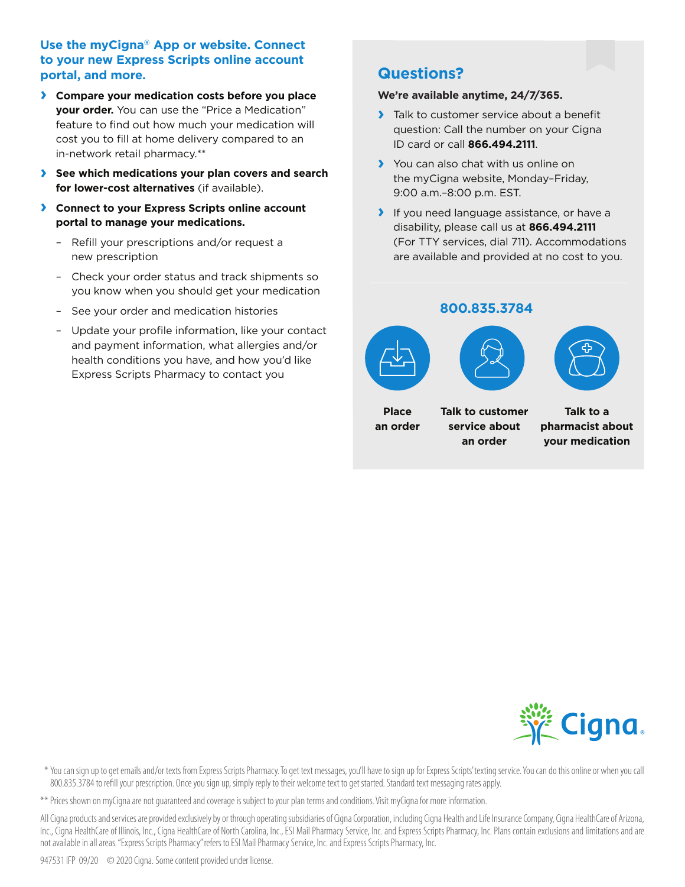## Use the myCigna® App or website. Connect to your new Express Scripts online account portal, and more.

- **Compare your medication costs before you place your order.** You can use the "Price a Medication" feature to find out how much your medication will cost you to fill at home delivery compared to an in-network retail pharmacy.**
- **See which medications your plan covers and search for lower-cost alternatives** (if available).
- **Connect to your Express Scripts online account portal to manage your medications.**
  - Refill your prescriptions and/or request a new prescription
  - Check your order status and track shipments so you know when you should get your medication
  - See your order and medication histories
  - Update your profile information, like your contact and payment information, what allergies and/or health conditions you have, and how you'd like Express Scripts Pharmacy to contact you

## Questions?

**We're available anytime, 24/7/365.**

- Talk to customer service about a benefit question: Call the number on your Cigna ID card or call **866.494.2111**.
- You can also chat with us online on the myCigna website, Monday–Friday, 9:00 a.m.–8:00 p.m. EST.
- If you need language assistance, or have a disability, please call us at **866.494.2111** (For TTY services, dial 711). Accommodations are available and provided at no cost to you.

**800.835.3784**

**Place an order**

**Talk to customer service about an order**

**Talk to a pharmacist about your medication**

\* You can sign up to get emails and/or texts from Express Scripts Pharmacy. To get text messages, you'll have to sign up for Express Scripts' texting service. You can do this online or when you call 800.835.3784 to refill your prescription. Once you sign up, simply reply to their welcome text to get started. Standard text messaging rates apply.

** Prices shown on myCigna are not guaranteed and coverage is subject to your plan terms and conditions. Visit myCigna for more information.

All Cigna products and services are provided exclusively by or through operating subsidiaries of Cigna Corporation, including Cigna Health and Life Insurance Company, Cigna HealthCare of Arizona, Inc., Cigna HealthCare of Illinois, Inc., Cigna HealthCare of North Carolina, Inc., ESI Mail Pharmacy Service, Inc. and Express Scripts Pharmacy, Inc. Plans contain exclusions and limitations and are not available in all areas. "Express Scripts Pharmacy" refers to ESI Mail Pharmacy Service, Inc. and Express Scripts Pharmacy, Inc.

947531 IFP 09/20 © 2020 Cigna. Some content provided under license.